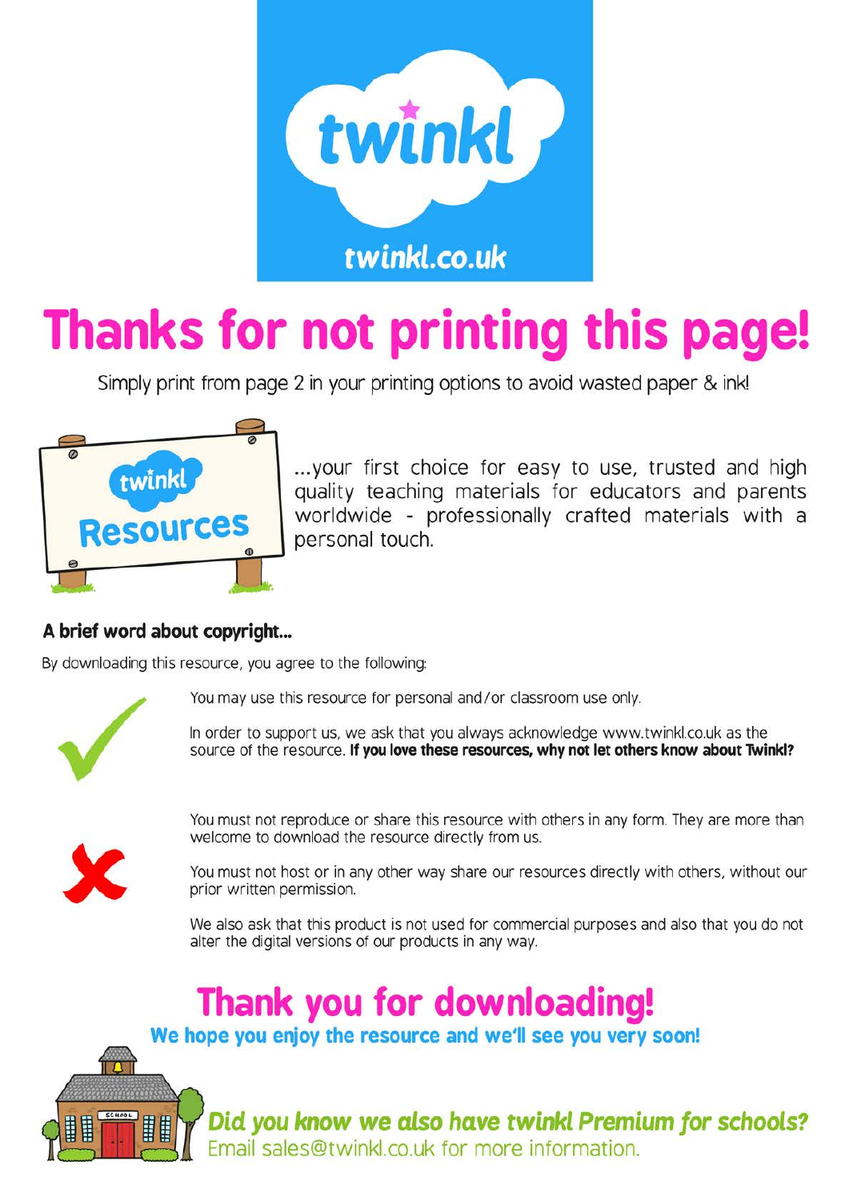twinkl

twinkl.co.uk

# Thanks for not printing this page!

Simply print from page 2 in your printing options to avoid wasted paper & ink!

twinkl Resources

...your first choice for easy to use, trusted and high quality teaching materials for educators and parents worldwide - professionally crafted materials with a personal touch.

### A brief word about copyright...

By downloading this resource, you agree to the following:

You may use this resource for personal and/or classroom use only.

In order to support us, we ask that you always acknowledge www.twinkl.co.uk as the source of the resource. **If you love these resources, why not let others know about Twinkl?**

You must not reproduce or share this resource with others in any form. They are more than welcome to download the resource directly from us.

You must not host or in any other way share our resources directly with others, without our prior written permission.

We also ask that this product is not used for commercial purposes and also that you do not alter the digital versions of our products in any way.

## Thank you for downloading!

**We hope you enjoy the resource and we'll see you very soon!**

***Did you know we also have twinkl Premium for schools?***
Email sales@twinkl.co.uk for more information.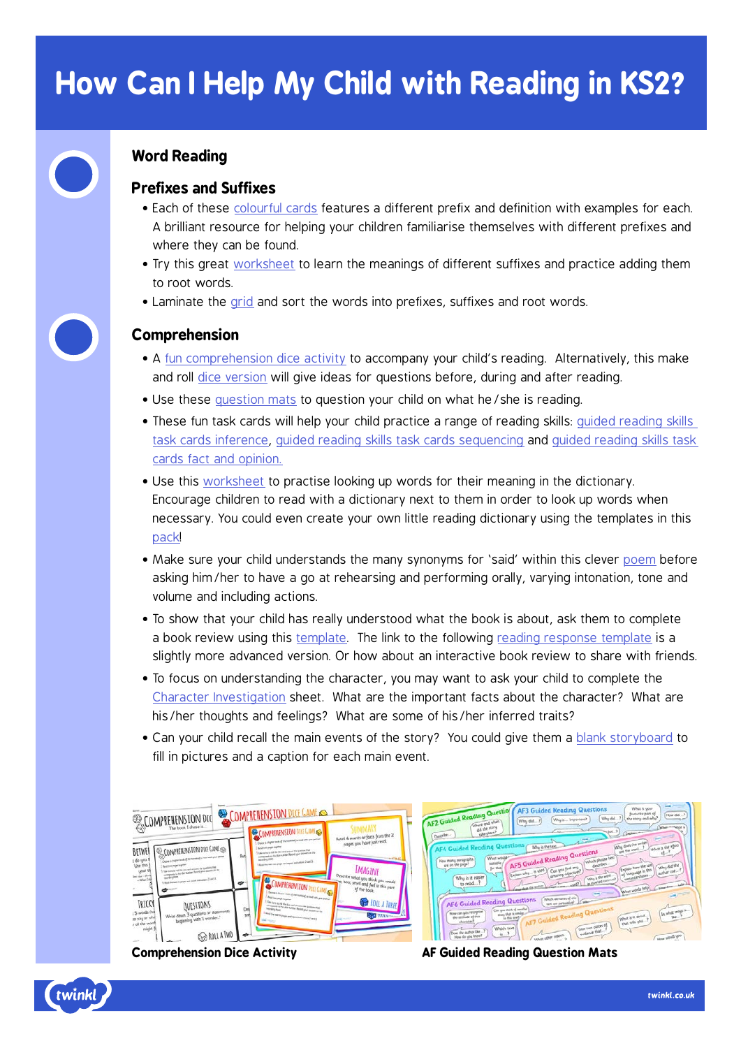# How Can I Help My Child with Reading in KS2?

## Word Reading

### Prefixes and Suffixes

- Each of these colourful cards features a different prefix and definition with examples for each. A brilliant resource for helping your children familiarise themselves with different prefixes and where they can be found.
- Try this great worksheet to learn the meanings of different suffixes and practice adding them to root words.
- Laminate the grid and sort the words into prefixes, suffixes and root words.

### Comprehension

- A fun comprehension dice activity to accompany your child's reading. Alternatively, this make and roll dice version will give ideas for questions before, during and after reading.
- Use these question mats to question your child on what he/she is reading.
- These fun task cards will help your child practice a range of reading skills: guided reading skills task cards inference, guided reading skills task cards sequencing and guided reading skills task cards fact and opinion.
- Use this worksheet to practise looking up words for their meaning in the dictionary. Encourage children to read with a dictionary next to them in order to look up words when necessary. You could even create your own little reading dictionary using the templates in this pack!
- Make sure your child understands the many synonyms for 'said' within this clever poem before asking him/her to have a go at rehearsing and performing orally, varying intonation, tone and volume and including actions.
- To show that your child has really understood what the book is about, ask them to complete a book review using this template. The link to the following reading response template is a slightly more advanced version. Or how about an interactive book review to share with friends.
- To focus on understanding the character, you may want to ask your child to complete the Character Investigation sheet. What are the important facts about the character? What are his/her thoughts and feelings? What are some of his/her inferred traits?
- Can your child recall the main events of the story? You could give them a blank storyboard to fill in pictures and a caption for each main event.

**Comprehension Dice Activity**

**AF Guided Reading Question Mats**